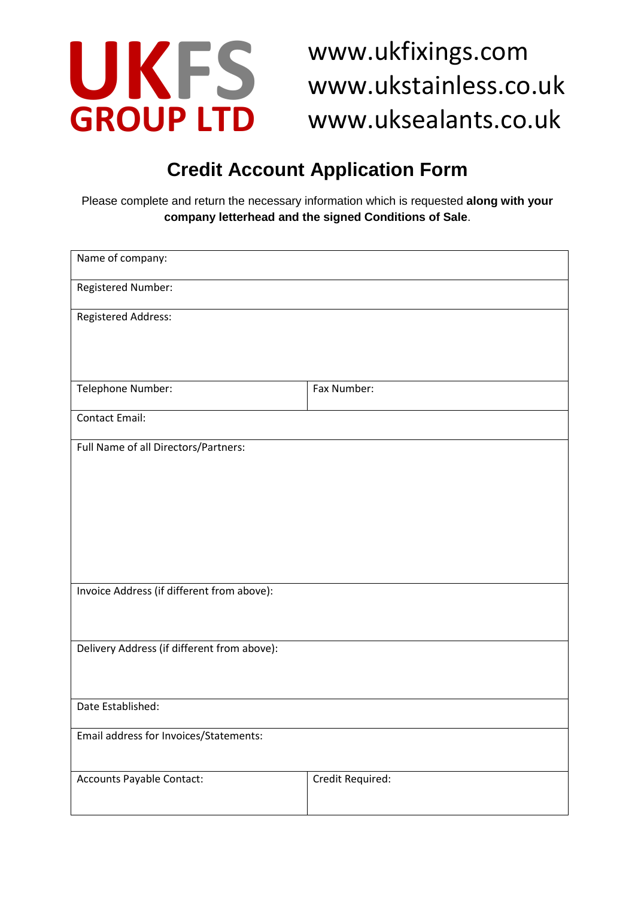**UKFS GROUP LTD**

www.ukfixings.com
www.ukstainless.co.uk
www.uksealants.co.uk

# Credit Account Application Form

Please complete and return the necessary information which is requested **along with your company letterhead and the signed Conditions of Sale**.

| | |
|---|---|
| Name of company: | |
| Registered Number: | |
| Registered Address: | |
| Telephone Number: | Fax Number: |
| Contact Email: | |
| Full Name of all Directors/Partners: | |
| Invoice Address (if different from above): | |
| Delivery Address (if different from above): | |
| Date Established: | |
| Email address for Invoices/Statements: | |
| Accounts Payable Contact: | Credit Required: |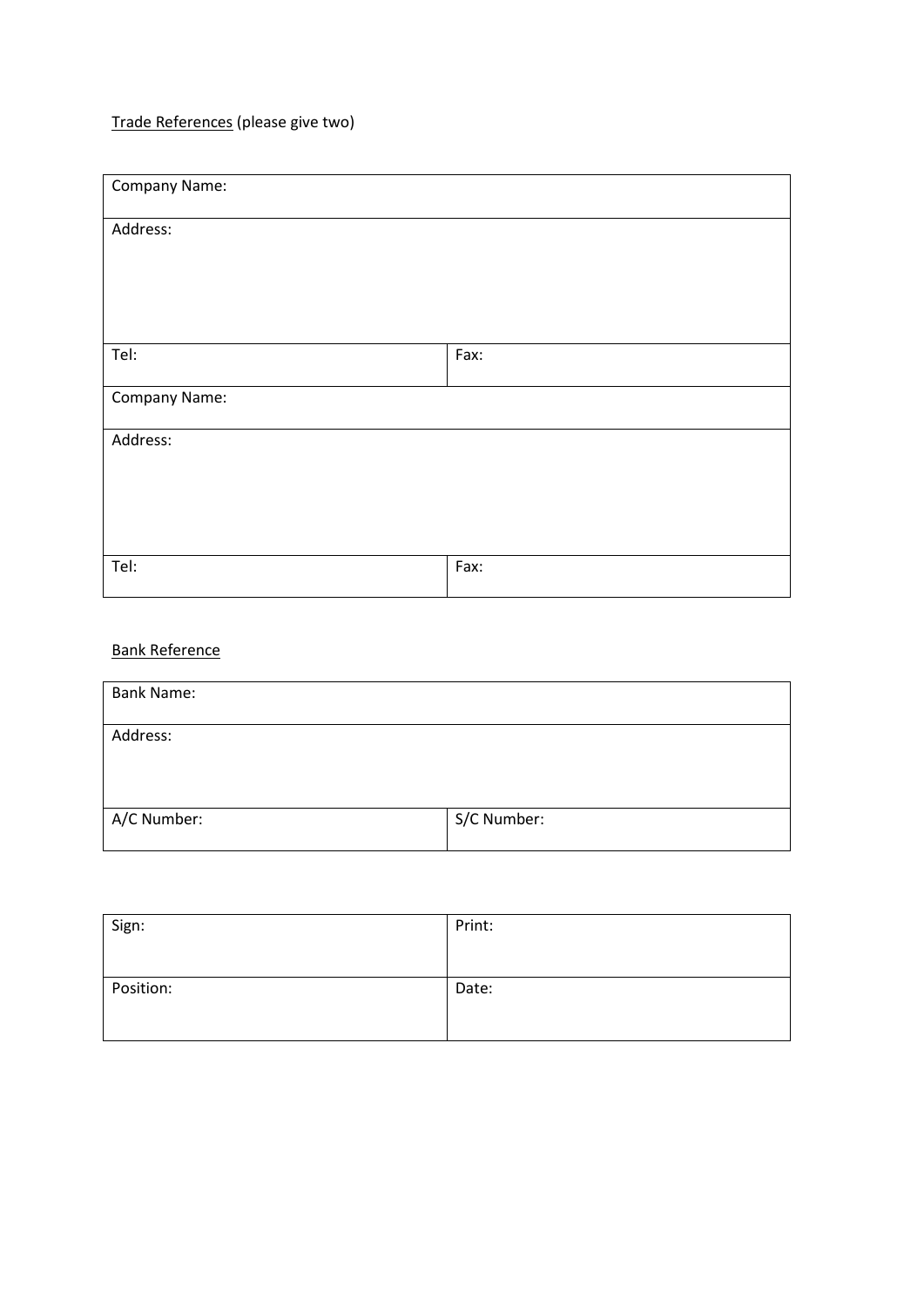<u>Trade References</u> (please give two)

| Company Name: | |
|---|---|
| Address: | |
| Tel: | Fax: |
| Company Name: | |
| Address: | |
| Tel: | Fax: |

<u>Bank Reference</u>

| Bank Name: | |
|---|---|
| Address: | |
| A/C Number: | S/C Number: |

| Sign: | Print: |
|---|---|
| Position: | Date: |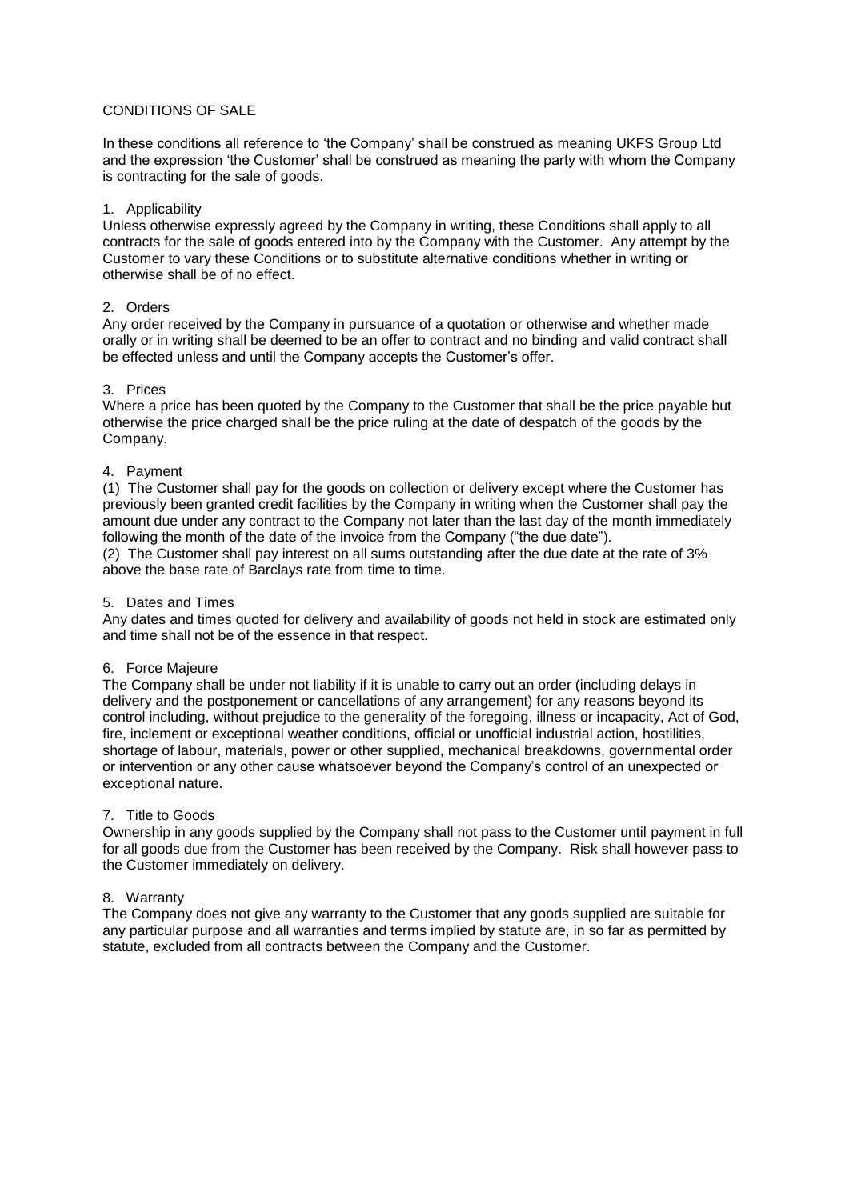# CONDITIONS OF SALE

In these conditions all reference to 'the Company' shall be construed as meaning UKFS Group Ltd and the expression 'the Customer' shall be construed as meaning the party with whom the Company is contracting for the sale of goods.

## 1. Applicability

Unless otherwise expressly agreed by the Company in writing, these Conditions shall apply to all contracts for the sale of goods entered into by the Company with the Customer. Any attempt by the Customer to vary these Conditions or to substitute alternative conditions whether in writing or otherwise shall be of no effect.

## 2. Orders

Any order received by the Company in pursuance of a quotation or otherwise and whether made orally or in writing shall be deemed to be an offer to contract and no binding and valid contract shall be effected unless and until the Company accepts the Customer's offer.

## 3. Prices

Where a price has been quoted by the Company to the Customer that shall be the price payable but otherwise the price charged shall be the price ruling at the date of despatch of the goods by the Company.

## 4. Payment

(1) The Customer shall pay for the goods on collection or delivery except where the Customer has previously been granted credit facilities by the Company in writing when the Customer shall pay the amount due under any contract to the Company not later than the last day of the month immediately following the month of the date of the invoice from the Company ("the due date").

(2) The Customer shall pay interest on all sums outstanding after the due date at the rate of 3% above the base rate of Barclays rate from time to time.

## 5. Dates and Times

Any dates and times quoted for delivery and availability of goods not held in stock are estimated only and time shall not be of the essence in that respect.

## 6. Force Majeure

The Company shall be under not liability if it is unable to carry out an order (including delays in delivery and the postponement or cancellations of any arrangement) for any reasons beyond its control including, without prejudice to the generality of the foregoing, illness or incapacity, Act of God, fire, inclement or exceptional weather conditions, official or unofficial industrial action, hostilities, shortage of labour, materials, power or other supplied, mechanical breakdowns, governmental order or intervention or any other cause whatsoever beyond the Company's control of an unexpected or exceptional nature.

## 7. Title to Goods

Ownership in any goods supplied by the Company shall not pass to the Customer until payment in full for all goods due from the Customer has been received by the Company. Risk shall however pass to the Customer immediately on delivery.

## 8. Warranty

The Company does not give any warranty to the Customer that any goods supplied are suitable for any particular purpose and all warranties and terms implied by statute are, in so far as permitted by statute, excluded from all contracts between the Company and the Customer.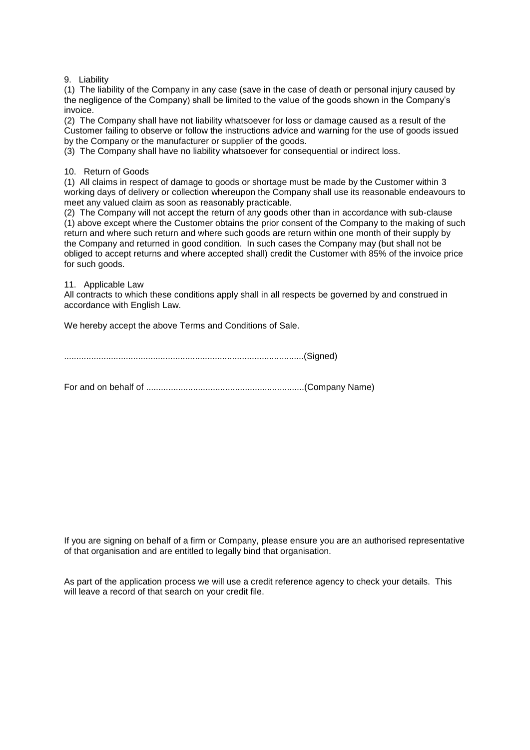9. Liability

(1) The liability of the Company in any case (save in the case of death or personal injury caused by the negligence of the Company) shall be limited to the value of the goods shown in the Company's invoice.

(2) The Company shall have not liability whatsoever for loss or damage caused as a result of the Customer failing to observe or follow the instructions advice and warning for the use of goods issued by the Company or the manufacturer or supplier of the goods.

(3) The Company shall have no liability whatsoever for consequential or indirect loss.

10. Return of Goods

(1) All claims in respect of damage to goods or shortage must be made by the Customer within 3 working days of delivery or collection whereupon the Company shall use its reasonable endeavours to meet any valued claim as soon as reasonably practicable.

(2) The Company will not accept the return of any goods other than in accordance with sub-clause (1) above except where the Customer obtains the prior consent of the Company to the making of such return and where such return and where such goods are return within one month of their supply by the Company and returned in good condition. In such cases the Company may (but shall not be obliged to accept returns and where accepted shall) credit the Customer with 85% of the invoice price for such goods.

11. Applicable Law

All contracts to which these conditions apply shall in all respects be governed by and construed in accordance with English Law.

We hereby accept the above Terms and Conditions of Sale.

................................................................................................(Signed)

For and on behalf of ................................................................(Company Name)

If you are signing on behalf of a firm or Company, please ensure you are an authorised representative of that organisation and are entitled to legally bind that organisation.

As part of the application process we will use a credit reference agency to check your details. This will leave a record of that search on your credit file.